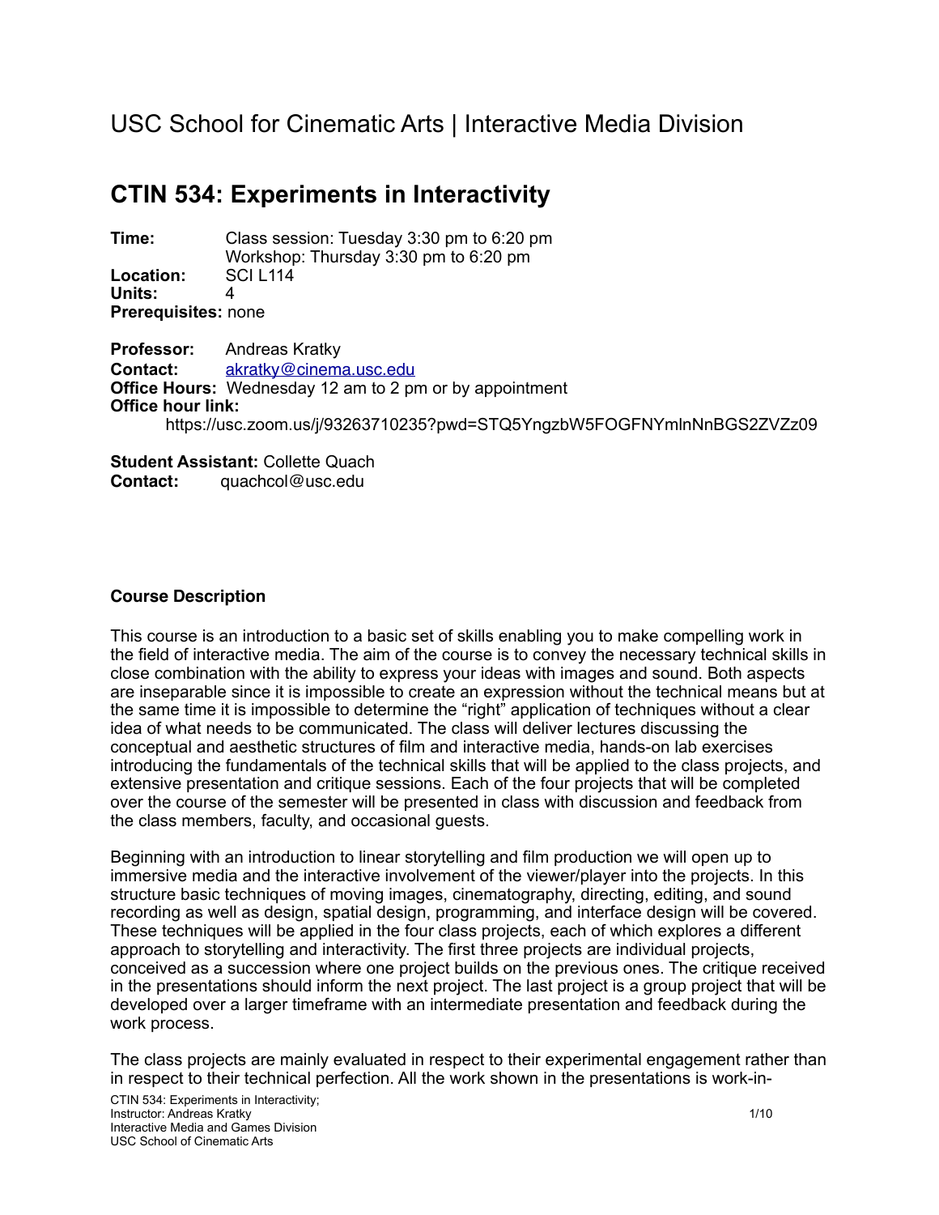# USC School for Cinematic Arts | Interactive Media Division

## CTIN 534: Experiments in Interactivity

**Time:** Class session: Tuesday 3:30 pm to 6:20 pm
Workshop: Thursday 3:30 pm to 6:20 pm
**Location:** SCI L114
**Units:** 4
**Prerequisites:** none

**Professor:** Andreas Kratky
**Contact:** akratky@cinema.usc.edu
**Office Hours:** Wednesday 12 am to 2 pm or by appointment
**Office hour link:**
https://usc.zoom.us/j/93263710235?pwd=STQ5YngzbW5FOGFNYmlnNnBGS2ZVZz09

**Student Assistant:** Collette Quach
**Contact:** quachcol@usc.edu

**Course Description**

This course is an introduction to a basic set of skills enabling you to make compelling work in the field of interactive media. The aim of the course is to convey the necessary technical skills in close combination with the ability to express your ideas with images and sound. Both aspects are inseparable since it is impossible to create an expression without the technical means but at the same time it is impossible to determine the "right" application of techniques without a clear idea of what needs to be communicated. The class will deliver lectures discussing the conceptual and aesthetic structures of film and interactive media, hands-on lab exercises introducing the fundamentals of the technical skills that will be applied to the class projects, and extensive presentation and critique sessions. Each of the four projects that will be completed over the course of the semester will be presented in class with discussion and feedback from the class members, faculty, and occasional guests.

Beginning with an introduction to linear storytelling and film production we will open up to immersive media and the interactive involvement of the viewer/player into the projects. In this structure basic techniques of moving images, cinematography, directing, editing, and sound recording as well as design, spatial design, programming, and interface design will be covered. These techniques will be applied in the four class projects, each of which explores a different approach to storytelling and interactivity. The first three projects are individual projects, conceived as a succession where one project builds on the previous ones. The critique received in the presentations should inform the next project. The last project is a group project that will be developed over a larger timeframe with an intermediate presentation and feedback during the work process.

The class projects are mainly evaluated in respect to their experimental engagement rather than in respect to their technical perfection. All the work shown in the presentations is work-in-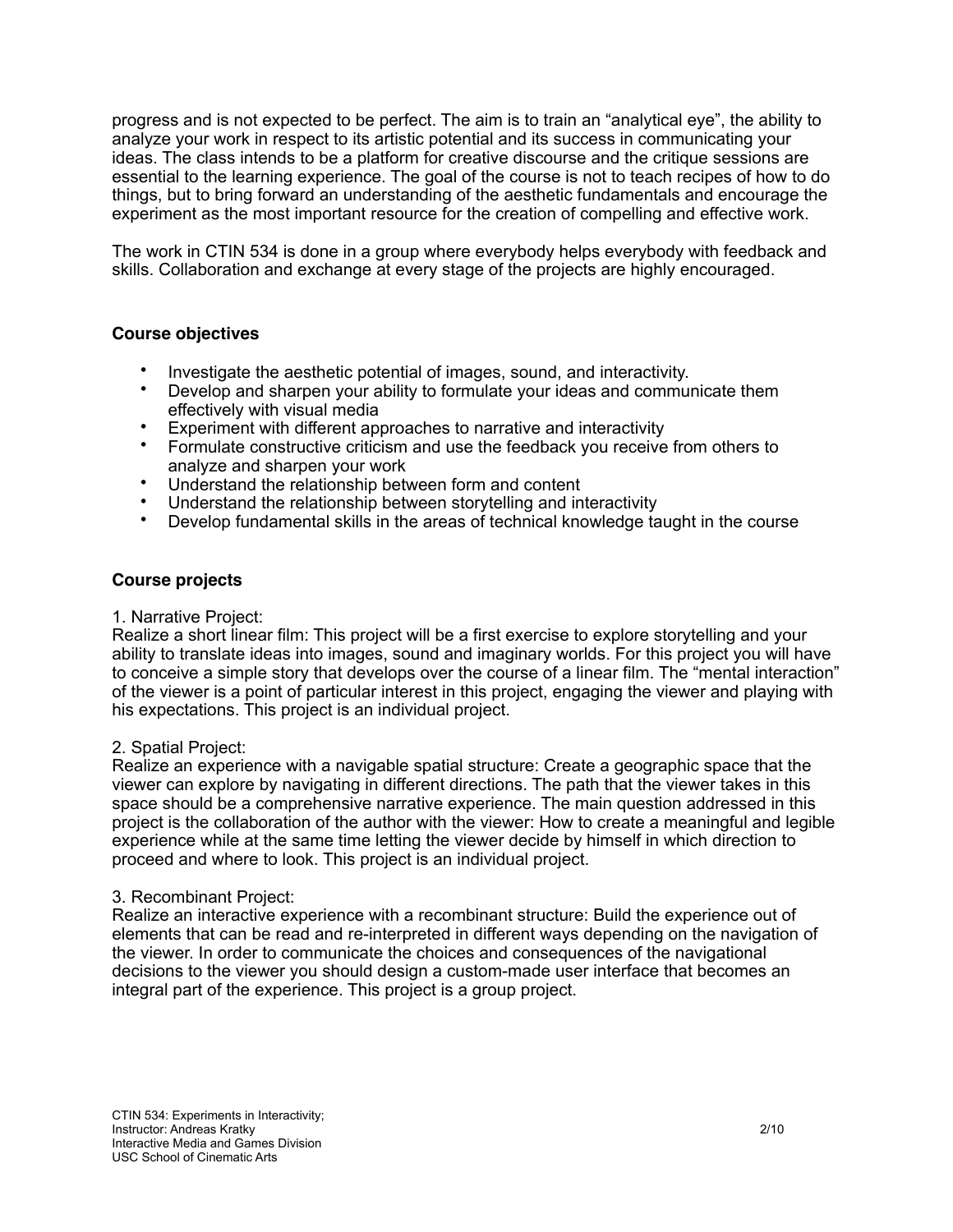progress and is not expected to be perfect. The aim is to train an "analytical eye", the ability to analyze your work in respect to its artistic potential and its success in communicating your ideas. The class intends to be a platform for creative discourse and the critique sessions are essential to the learning experience. The goal of the course is not to teach recipes of how to do things, but to bring forward an understanding of the aesthetic fundamentals and encourage the experiment as the most important resource for the creation of compelling and effective work.

The work in CTIN 534 is done in a group where everybody helps everybody with feedback and skills. Collaboration and exchange at every stage of the projects are highly encouraged.

**Course objectives**

- Investigate the aesthetic potential of images, sound, and interactivity.
- Develop and sharpen your ability to formulate your ideas and communicate them effectively with visual media
- Experiment with different approaches to narrative and interactivity
- Formulate constructive criticism and use the feedback you receive from others to analyze and sharpen your work
- Understand the relationship between form and content
- Understand the relationship between storytelling and interactivity
- Develop fundamental skills in the areas of technical knowledge taught in the course

**Course projects**

1. Narrative Project:
Realize a short linear film: This project will be a first exercise to explore storytelling and your ability to translate ideas into images, sound and imaginary worlds. For this project you will have to conceive a simple story that develops over the course of a linear film. The "mental interaction" of the viewer is a point of particular interest in this project, engaging the viewer and playing with his expectations. This project is an individual project.

2. Spatial Project:
Realize an experience with a navigable spatial structure: Create a geographic space that the viewer can explore by navigating in different directions. The path that the viewer takes in this space should be a comprehensive narrative experience. The main question addressed in this project is the collaboration of the author with the viewer: How to create a meaningful and legible experience while at the same time letting the viewer decide by himself in which direction to proceed and where to look. This project is an individual project.

3. Recombinant Project:
Realize an interactive experience with a recombinant structure: Build the experience out of elements that can be read and re-interpreted in different ways depending on the navigation of the viewer. In order to communicate the choices and consequences of the navigational decisions to the viewer you should design a custom-made user interface that becomes an integral part of the experience. This project is a group project.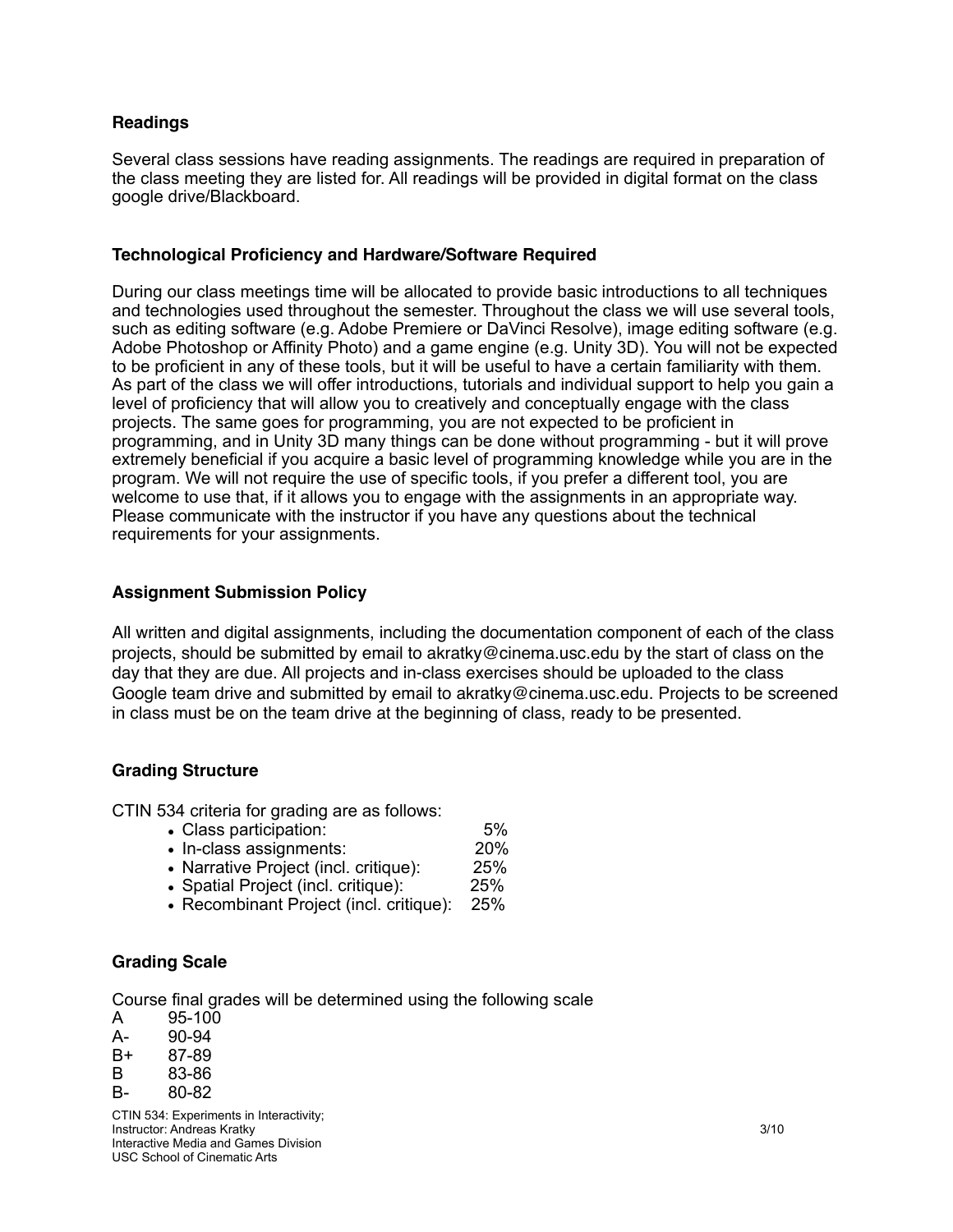### Readings

Several class sessions have reading assignments. The readings are required in preparation of the class meeting they are listed for. All readings will be provided in digital format on the class google drive/Blackboard.

### Technological Proficiency and Hardware/Software Required

During our class meetings time will be allocated to provide basic introductions to all techniques and technologies used throughout the semester. Throughout the class we will use several tools, such as editing software (e.g. Adobe Premiere or DaVinci Resolve), image editing software (e.g. Adobe Photoshop or Affinity Photo) and a game engine (e.g. Unity 3D). You will not be expected to be proficient in any of these tools, but it will be useful to have a certain familiarity with them. As part of the class we will offer introductions, tutorials and individual support to help you gain a level of proficiency that will allow you to creatively and conceptually engage with the class projects. The same goes for programming, you are not expected to be proficient in programming, and in Unity 3D many things can be done without programming - but it will prove extremely beneficial if you acquire a basic level of programming knowledge while you are in the program. We will not require the use of specific tools, if you prefer a different tool, you are welcome to use that, if it allows you to engage with the assignments in an appropriate way. Please communicate with the instructor if you have any questions about the technical requirements for your assignments.

### Assignment Submission Policy

All written and digital assignments, including the documentation component of each of the class projects, should be submitted by email to akratky@cinema.usc.edu by the start of class on the day that they are due. All projects and in-class exercises should be uploaded to the class Google team drive and submitted by email to akratky@cinema.usc.edu. Projects to be screened in class must be on the team drive at the beginning of class, ready to be presented.

### Grading Structure

CTIN 534 criteria for grading are as follows:

- Class participation: 5%
- In-class assignments: 20%
- Narrative Project (incl. critique): 25%
- Spatial Project (incl. critique): 25%
- Recombinant Project (incl. critique): 25%

### Grading Scale

Course final grades will be determined using the following scale

| | |
|---|---|
| A | 95-100 |
| A- | 90-94 |
| B+ | 87-89 |
| B | 83-86 |
| B- | 80-82 |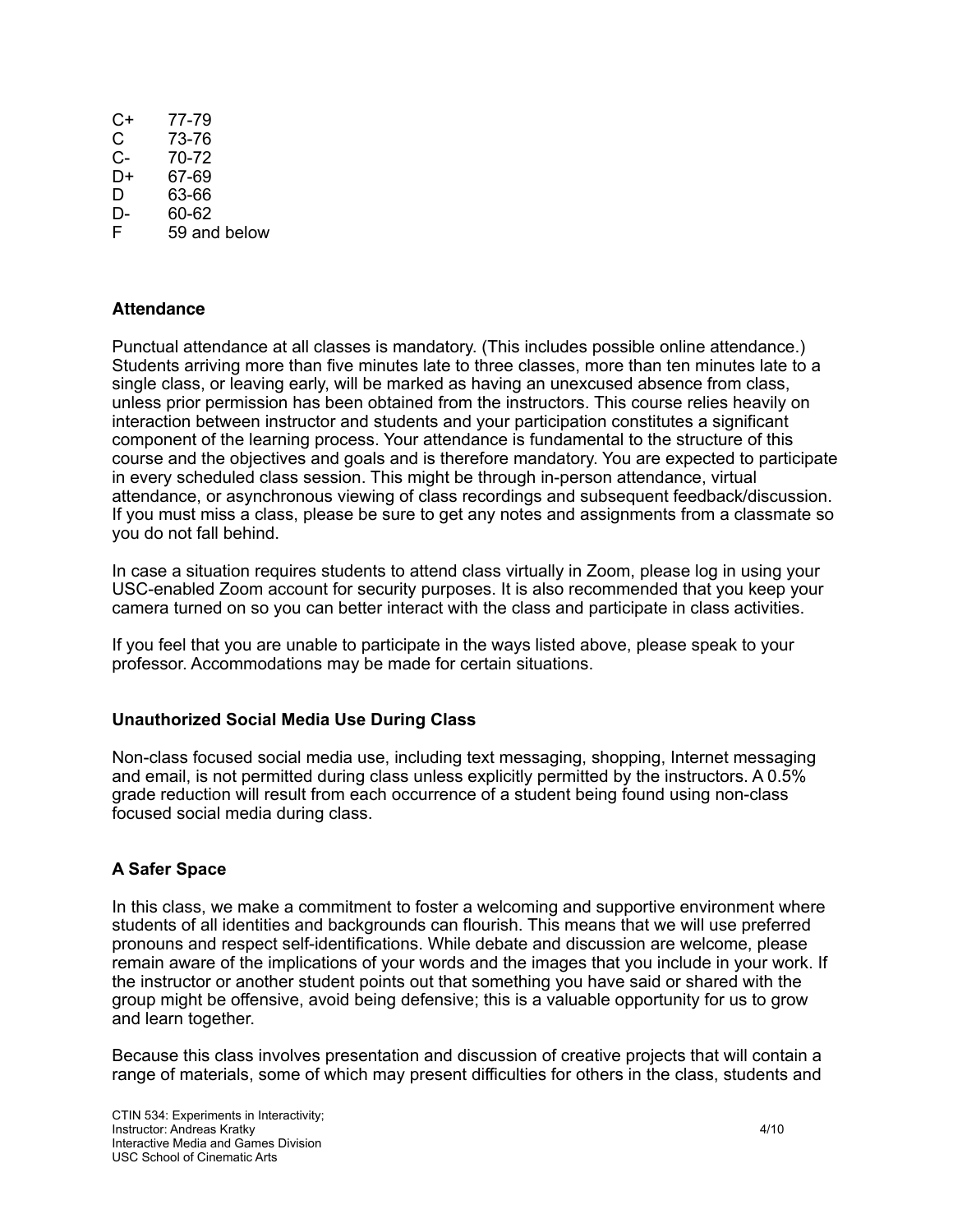| | |
|---|---|
| C+ | 77-79 |
| C | 73-76 |
| C- | 70-72 |
| D+ | 67-69 |
| D | 63-66 |
| D- | 60-62 |
| F | 59 and below |

**Attendance**

Punctual attendance at all classes is mandatory. (This includes possible online attendance.) Students arriving more than five minutes late to three classes, more than ten minutes late to a single class, or leaving early, will be marked as having an unexcused absence from class, unless prior permission has been obtained from the instructors. This course relies heavily on interaction between instructor and students and your participation constitutes a significant component of the learning process. Your attendance is fundamental to the structure of this course and the objectives and goals and is therefore mandatory. You are expected to participate in every scheduled class session. This might be through in-person attendance, virtual attendance, or asynchronous viewing of class recordings and subsequent feedback/discussion. If you must miss a class, please be sure to get any notes and assignments from a classmate so you do not fall behind.

In case a situation requires students to attend class virtually in Zoom, please log in using your USC-enabled Zoom account for security purposes. It is also recommended that you keep your camera turned on so you can better interact with the class and participate in class activities.

If you feel that you are unable to participate in the ways listed above, please speak to your professor. Accommodations may be made for certain situations.

**Unauthorized Social Media Use During Class**

Non-class focused social media use, including text messaging, shopping, Internet messaging and email, is not permitted during class unless explicitly permitted by the instructors. A 0.5% grade reduction will result from each occurrence of a student being found using non-class focused social media during class.

**A Safer Space**

In this class, we make a commitment to foster a welcoming and supportive environment where students of all identities and backgrounds can flourish. This means that we will use preferred pronouns and respect self-identifications. While debate and discussion are welcome, please remain aware of the implications of your words and the images that you include in your work. If the instructor or another student points out that something you have said or shared with the group might be offensive, avoid being defensive; this is a valuable opportunity for us to grow and learn together.

Because this class involves presentation and discussion of creative projects that will contain a range of materials, some of which may present difficulties for others in the class, students and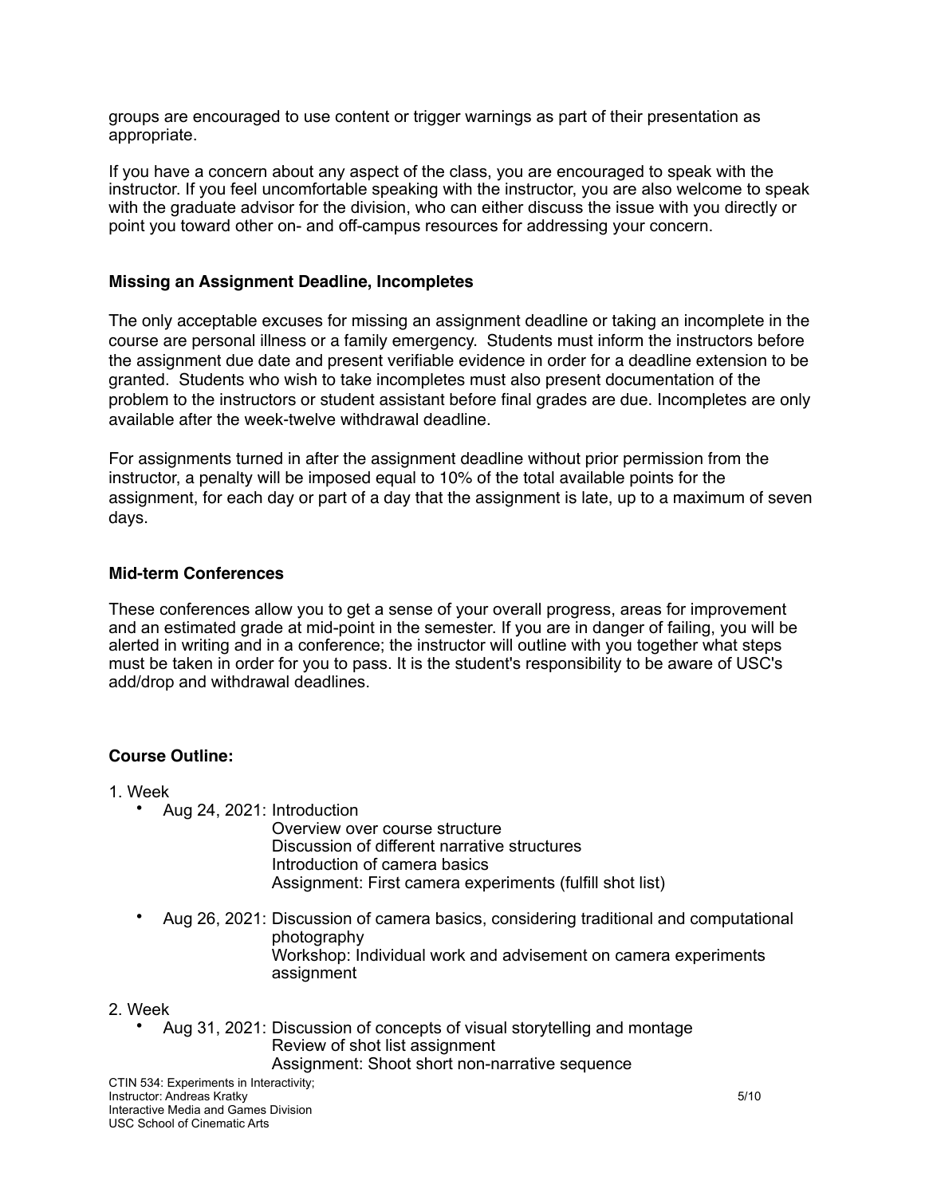groups are encouraged to use content or trigger warnings as part of their presentation as appropriate.

If you have a concern about any aspect of the class, you are encouraged to speak with the instructor. If you feel uncomfortable speaking with the instructor, you are also welcome to speak with the graduate advisor for the division, who can either discuss the issue with you directly or point you toward other on- and off-campus resources for addressing your concern.

### Missing an Assignment Deadline, Incompletes

The only acceptable excuses for missing an assignment deadline or taking an incomplete in the course are personal illness or a family emergency. Students must inform the instructors before the assignment due date and present verifiable evidence in order for a deadline extension to be granted. Students who wish to take incompletes must also present documentation of the problem to the instructors or student assistant before final grades are due. Incompletes are only available after the week-twelve withdrawal deadline.

For assignments turned in after the assignment deadline without prior permission from the instructor, a penalty will be imposed equal to 10% of the total available points for the assignment, for each day or part of a day that the assignment is late, up to a maximum of seven days.

### Mid-term Conferences

These conferences allow you to get a sense of your overall progress, areas for improvement and an estimated grade at mid-point in the semester. If you are in danger of failing, you will be alerted in writing and in a conference; the instructor will outline with you together what steps must be taken in order for you to pass. It is the student's responsibility to be aware of USC's add/drop and withdrawal deadlines.

### Course Outline:

1. Week
   - Aug 24, 2021: Introduction
     Overview over course structure
     Discussion of different narrative structures
     Introduction of camera basics
     Assignment: First camera experiments (fulfill shot list)
   - Aug 26, 2021: Discussion of camera basics, considering traditional and computational photography
     Workshop: Individual work and advisement on camera experiments assignment

2. Week
   - Aug 31, 2021: Discussion of concepts of visual storytelling and montage
     Review of shot list assignment
     Assignment: Shoot short non-narrative sequence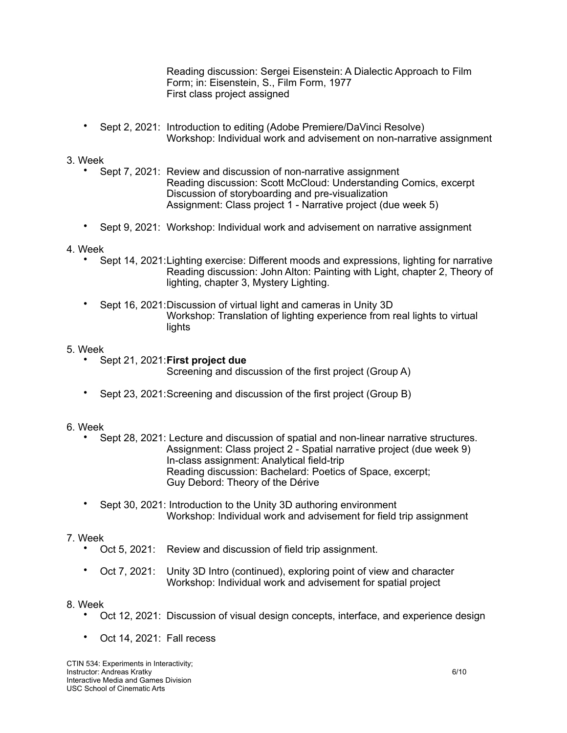Reading discussion: Sergei Eisenstein: A Dialectic Approach to Film Form; in: Eisenstein, S., Film Form, 1977
First class project assigned

- Sept 2, 2021: Introduction to editing (Adobe Premiere/DaVinci Resolve)
  Workshop: Individual work and advisement on non-narrative assignment

3. Week

- Sept 7, 2021: Review and discussion of non-narrative assignment
  Reading discussion: Scott McCloud: Understanding Comics, excerpt
  Discussion of storyboarding and pre-visualization
  Assignment: Class project 1 - Narrative project (due week 5)

- Sept 9, 2021: Workshop: Individual work and advisement on narrative assignment

4. Week

- Sept 14, 2021: Lighting exercise: Different moods and expressions, lighting for narrative
  Reading discussion: John Alton: Painting with Light, chapter 2, Theory of lighting, chapter 3, Mystery Lighting.

- Sept 16, 2021: Discussion of virtual light and cameras in Unity 3D
  Workshop: Translation of lighting experience from real lights to virtual lights

5. Week

- Sept 21, 2021: **First project due**
  Screening and discussion of the first project (Group A)

- Sept 23, 2021: Screening and discussion of the first project (Group B)

6. Week

- Sept 28, 2021: Lecture and discussion of spatial and non-linear narrative structures.
  Assignment: Class project 2 - Spatial narrative project (due week 9)
  In-class assignment: Analytical field-trip
  Reading discussion: Bachelard: Poetics of Space, excerpt;
  Guy Debord: Theory of the Dérive

- Sept 30, 2021: Introduction to the Unity 3D authoring environment
  Workshop: Individual work and advisement for field trip assignment

7. Week

- Oct 5, 2021: Review and discussion of field trip assignment.

- Oct 7, 2021: Unity 3D Intro (continued), exploring point of view and character
  Workshop: Individual work and advisement for spatial project

8. Week

- Oct 12, 2021: Discussion of visual design concepts, interface, and experience design

- Oct 14, 2021: Fall recess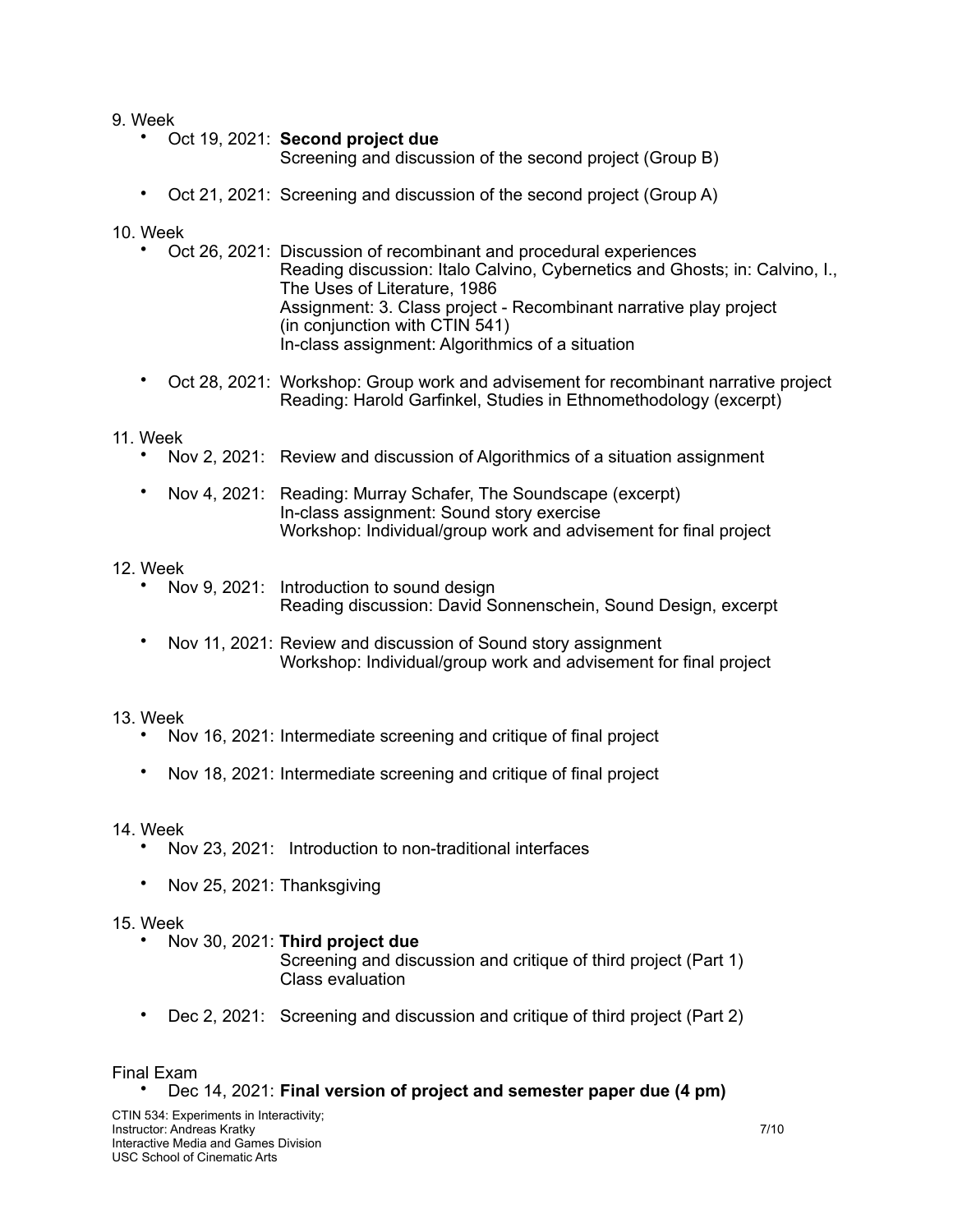9. Week

- Oct 19, 2021: **Second project due**
  Screening and discussion of the second project (Group B)

- Oct 21, 2021: Screening and discussion of the second project (Group A)

10. Week

- Oct 26, 2021: Discussion of recombinant and procedural experiences
  Reading discussion: Italo Calvino, Cybernetics and Ghosts; in: Calvino, I., The Uses of Literature, 1986
  Assignment: 3. Class project - Recombinant narrative play project (in conjunction with CTIN 541)
  In-class assignment: Algorithmics of a situation

- Oct 28, 2021: Workshop: Group work and advisement for recombinant narrative project
  Reading: Harold Garfinkel, Studies in Ethnomethodology (excerpt)

11. Week

- Nov 2, 2021: Review and discussion of Algorithmics of a situation assignment

- Nov 4, 2021: Reading: Murray Schafer, The Soundscape (excerpt)
  In-class assignment: Sound story exercise
  Workshop: Individual/group work and advisement for final project

12. Week

- Nov 9, 2021: Introduction to sound design
  Reading discussion: David Sonnenschein, Sound Design, excerpt

- Nov 11, 2021: Review and discussion of Sound story assignment
  Workshop: Individual/group work and advisement for final project

13. Week

- Nov 16, 2021: Intermediate screening and critique of final project

- Nov 18, 2021: Intermediate screening and critique of final project

14. Week

- Nov 23, 2021: Introduction to non-traditional interfaces

- Nov 25, 2021: Thanksgiving

15. Week

- Nov 30, 2021: **Third project due**
  Screening and discussion and critique of third project (Part 1)
  Class evaluation

- Dec 2, 2021: Screening and discussion and critique of third project (Part 2)

Final Exam

- Dec 14, 2021: **Final version of project and semester paper due (4 pm)**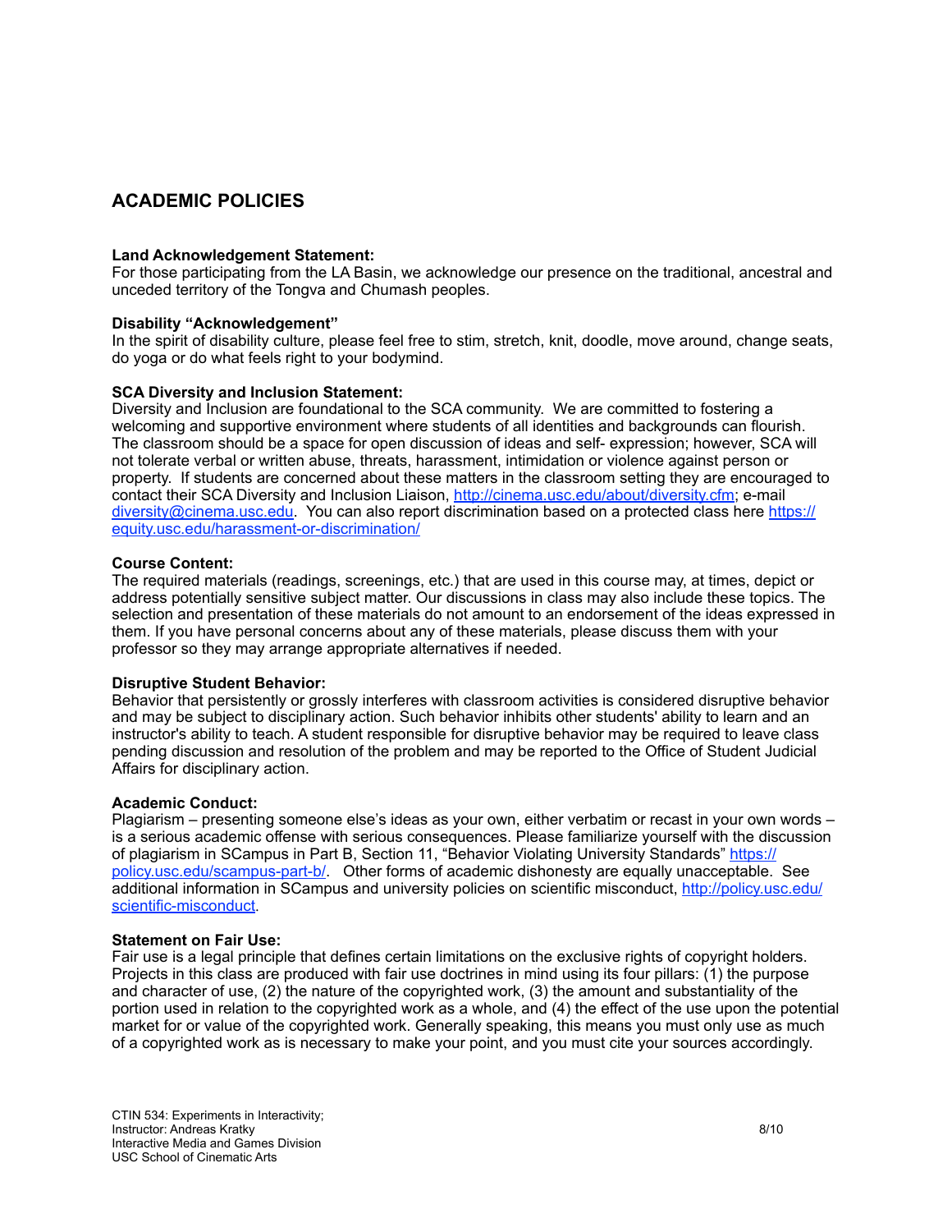## ACADEMIC POLICIES

**Land Acknowledgement Statement:**
For those participating from the LA Basin, we acknowledge our presence on the traditional, ancestral and unceded territory of the Tongva and Chumash peoples.

**Disability "Acknowledgement"**
In the spirit of disability culture, please feel free to stim, stretch, knit, doodle, move around, change seats, do yoga or do what feels right to your bodymind.

**SCA Diversity and Inclusion Statement:**
Diversity and Inclusion are foundational to the SCA community. We are committed to fostering a welcoming and supportive environment where students of all identities and backgrounds can flourish. The classroom should be a space for open discussion of ideas and self- expression; however, SCA will not tolerate verbal or written abuse, threats, harassment, intimidation or violence against person or property. If students are concerned about these matters in the classroom setting they are encouraged to contact their SCA Diversity and Inclusion Liaison, [http://cinema.usc.edu/about/diversity.cfm](http://cinema.usc.edu/about/diversity.cfm); e-mail [diversity@cinema.usc.edu](mailto:diversity@cinema.usc.edu). You can also report discrimination based on a protected class here [https://equity.usc.edu/harassment-or-discrimination/](https://equity.usc.edu/harassment-or-discrimination/)

**Course Content:**
The required materials (readings, screenings, etc.) that are used in this course may, at times, depict or address potentially sensitive subject matter. Our discussions in class may also include these topics. The selection and presentation of these materials do not amount to an endorsement of the ideas expressed in them. If you have personal concerns about any of these materials, please discuss them with your professor so they may arrange appropriate alternatives if needed.

**Disruptive Student Behavior:**
Behavior that persistently or grossly interferes with classroom activities is considered disruptive behavior and may be subject to disciplinary action. Such behavior inhibits other students' ability to learn and an instructor's ability to teach. A student responsible for disruptive behavior may be required to leave class pending discussion and resolution of the problem and may be reported to the Office of Student Judicial Affairs for disciplinary action.

**Academic Conduct:**
Plagiarism – presenting someone else's ideas as your own, either verbatim or recast in your own words – is a serious academic offense with serious consequences. Please familiarize yourself with the discussion of plagiarism in SCampus in Part B, Section 11, "Behavior Violating University Standards" [https://policy.usc.edu/scampus-part-b/](https://policy.usc.edu/scampus-part-b/). Other forms of academic dishonesty are equally unacceptable. See additional information in SCampus and university policies on scientific misconduct, [http://policy.usc.edu/scientific-misconduct](http://policy.usc.edu/scientific-misconduct).

**Statement on Fair Use:**
Fair use is a legal principle that defines certain limitations on the exclusive rights of copyright holders. Projects in this class are produced with fair use doctrines in mind using its four pillars: (1) the purpose and character of use, (2) the nature of the copyrighted work, (3) the amount and substantiality of the portion used in relation to the copyrighted work as a whole, and (4) the effect of the use upon the potential market for or value of the copyrighted work. Generally speaking, this means you must only use as much of a copyrighted work as is necessary to make your point, and you must cite your sources accordingly.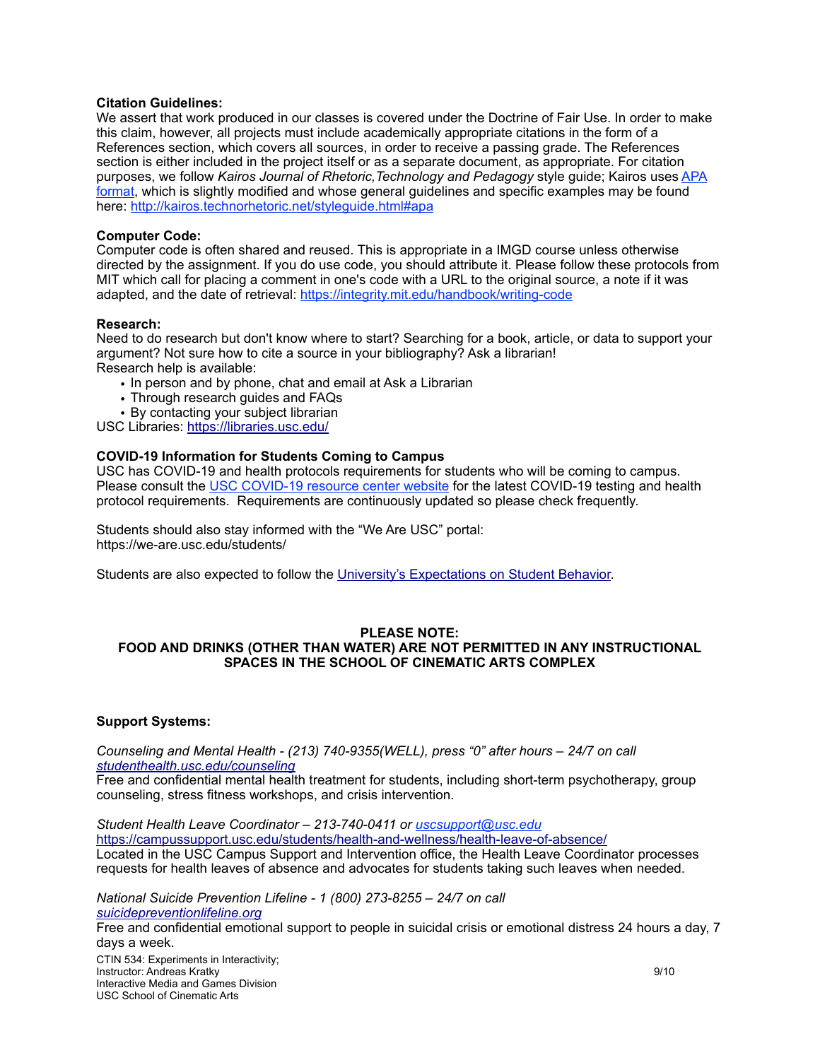**Citation Guidelines:**
We assert that work produced in our classes is covered under the Doctrine of Fair Use. In order to make this claim, however, all projects must include academically appropriate citations in the form of a References section, which covers all sources, in order to receive a passing grade. The References section is either included in the project itself or as a separate document, as appropriate. For citation purposes, we follow *Kairos Journal of Rhetoric,Technology and Pedagogy* style guide; Kairos uses [APA format](http://kairos.technorhetoric.net/styleguide.html#apa), which is slightly modified and whose general guidelines and specific examples may be found here: http://kairos.technorhetoric.net/styleguide.html#apa

**Computer Code:**
Computer code is often shared and reused. This is appropriate in a IMGD course unless otherwise directed by the assignment. If you do use code, you should attribute it. Please follow these protocols from MIT which call for placing a comment in one's code with a URL to the original source, a note if it was adapted, and the date of retrieval: https://integrity.mit.edu/handbook/writing-code

**Research:**
Need to do research but don't know where to start? Searching for a book, article, or data to support your argument? Not sure how to cite a source in your bibliography? Ask a librarian!
Research help is available:

- In person and by phone, chat and email at Ask a Librarian
- Through research guides and FAQs
- By contacting your subject librarian

USC Libraries: https://libraries.usc.edu/

**COVID-19 Information for Students Coming to Campus**
USC has COVID-19 and health protocols requirements for students who will be coming to campus. Please consult the USC COVID-19 resource center website for the latest COVID-19 testing and health protocol requirements. Requirements are continuously updated so please check frequently.

Students should also stay informed with the "We Are USC" portal:
https://we-are.usc.edu/students/

Students are also expected to follow the University's Expectations on Student Behavior.

**PLEASE NOTE:**
**FOOD AND DRINKS (OTHER THAN WATER) ARE NOT PERMITTED IN ANY INSTRUCTIONAL SPACES IN THE SCHOOL OF CINEMATIC ARTS COMPLEX**

**Support Systems:**

*Counseling and Mental Health - (213) 740-9355(WELL), press "0" after hours – 24/7 on call*
*studenthealth.usc.edu/counseling*
Free and confidential mental health treatment for students, including short-term psychotherapy, group counseling, stress fitness workshops, and crisis intervention.

*Student Health Leave Coordinator – 213-740-0411 or uscsupport@usc.edu*
https://campussupport.usc.edu/students/health-and-wellness/health-leave-of-absence/
Located in the USC Campus Support and Intervention office, the Health Leave Coordinator processes requests for health leaves of absence and advocates for students taking such leaves when needed.

*National Suicide Prevention Lifeline - 1 (800) 273-8255 – 24/7 on call*
*suicidepreventionlifeline.org*
Free and confidential emotional support to people in suicidal crisis or emotional distress 24 hours a day, 7 days a week.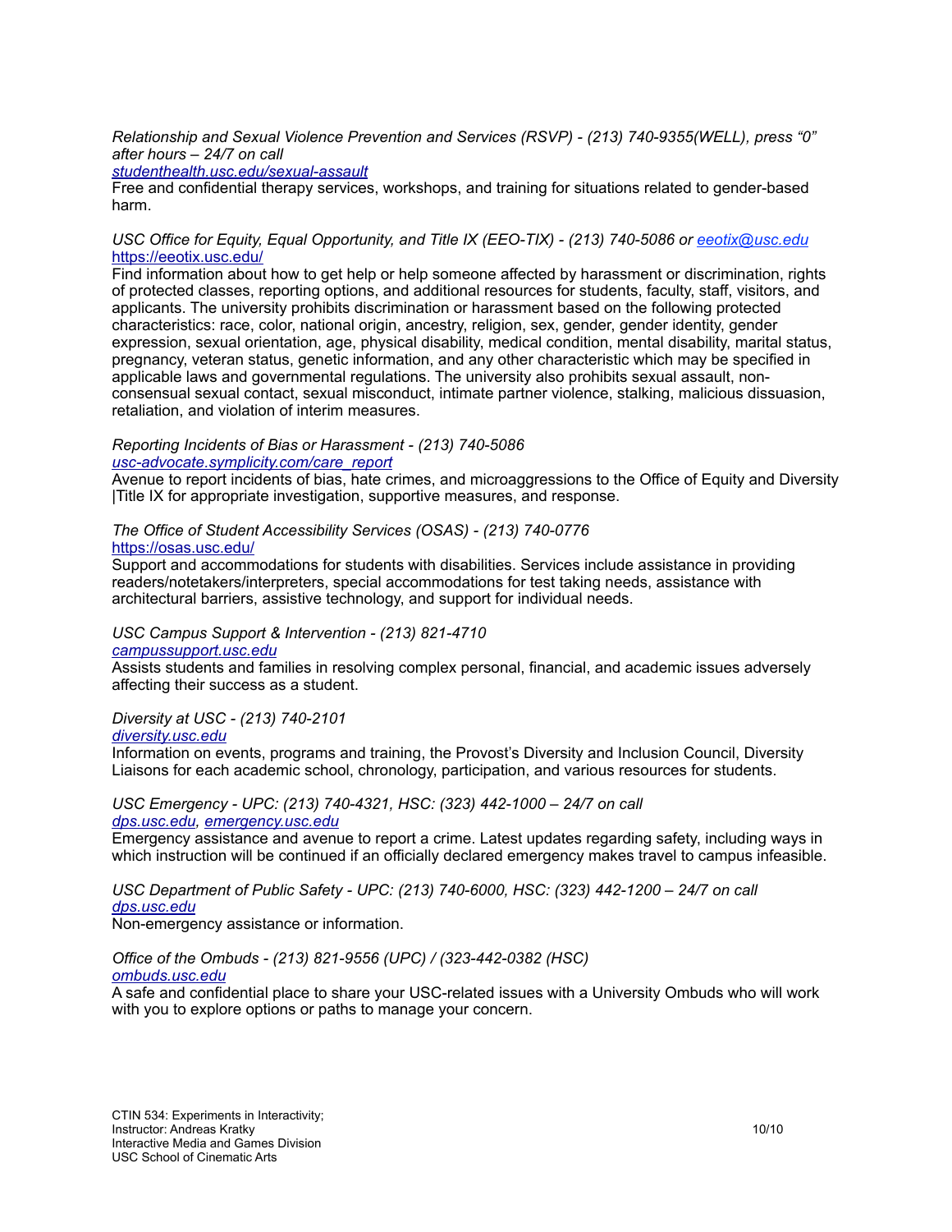*Relationship and Sexual Violence Prevention and Services (RSVP) - (213) 740-9355(WELL), press "0" after hours – 24/7 on call*
*studenthealth.usc.edu/sexual-assault*
Free and confidential therapy services, workshops, and training for situations related to gender-based harm.

*USC Office for Equity, Equal Opportunity, and Title IX (EEO-TIX) - (213) 740-5086 or eeotix@usc.edu*
https://eeotix.usc.edu/
Find information about how to get help or help someone affected by harassment or discrimination, rights of protected classes, reporting options, and additional resources for students, faculty, staff, visitors, and applicants. The university prohibits discrimination or harassment based on the following protected characteristics: race, color, national origin, ancestry, religion, sex, gender, gender identity, gender expression, sexual orientation, age, physical disability, medical condition, mental disability, marital status, pregnancy, veteran status, genetic information, and any other characteristic which may be specified in applicable laws and governmental regulations. The university also prohibits sexual assault, non-consensual sexual contact, sexual misconduct, intimate partner violence, stalking, malicious dissuasion, retaliation, and violation of interim measures.

*Reporting Incidents of Bias or Harassment - (213) 740-5086*
*usc-advocate.symplicity.com/care_report*
Avenue to report incidents of bias, hate crimes, and microaggressions to the Office of Equity and Diversity |Title IX for appropriate investigation, supportive measures, and response.

*The Office of Student Accessibility Services (OSAS) - (213) 740-0776*
https://osas.usc.edu/
Support and accommodations for students with disabilities. Services include assistance in providing readers/notetakers/interpreters, special accommodations for test taking needs, assistance with architectural barriers, assistive technology, and support for individual needs.

*USC Campus Support & Intervention - (213) 821-4710*
*campussupport.usc.edu*
Assists students and families in resolving complex personal, financial, and academic issues adversely affecting their success as a student.

*Diversity at USC - (213) 740-2101*
*diversity.usc.edu*
Information on events, programs and training, the Provost's Diversity and Inclusion Council, Diversity Liaisons for each academic school, chronology, participation, and various resources for students.

*USC Emergency - UPC: (213) 740-4321, HSC: (323) 442-1000 – 24/7 on call*
*dps.usc.edu, emergency.usc.edu*
Emergency assistance and avenue to report a crime. Latest updates regarding safety, including ways in which instruction will be continued if an officially declared emergency makes travel to campus infeasible.

*USC Department of Public Safety - UPC: (213) 740-6000, HSC: (323) 442-1200 – 24/7 on call*
*dps.usc.edu*
Non-emergency assistance or information.

*Office of the Ombuds - (213) 821-9556 (UPC) / (323-442-0382 (HSC)*
*ombuds.usc.edu*
A safe and confidential place to share your USC-related issues with a University Ombuds who will work with you to explore options or paths to manage your concern.